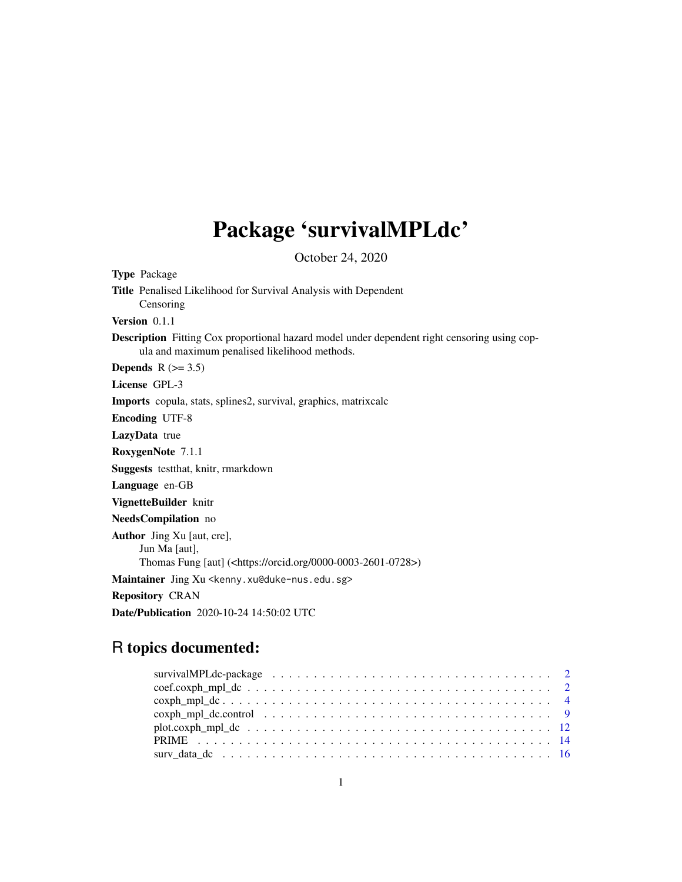# Package 'survivalMPLdc'

October 24, 2020

**Type** Package

**Title** Penalised Likelihood for Survival Analysis with Dependent Censoring

**Version** 0.1.1

**Description** Fitting Cox proportional hazard model under dependent right censoring using copula and maximum penalised likelihood methods.

**Depends** R (>= 3.5)

**License** GPL-3

**Imports** copula, stats, splines2, survival, graphics, matrixcalc

**Encoding** UTF-8

**LazyData** true

**RoxygenNote** 7.1.1

**Suggests** testthat, knitr, rmarkdown

**Language** en-GB

**VignetteBuilder** knitr

**NeedsCompilation** no

**Author** Jing Xu [aut, cre],
Jun Ma [aut],
Thomas Fung [aut] (<https://orcid.org/0000-0003-2601-0728>)

**Maintainer** Jing Xu <kenny.xu@duke-nus.edu.sg>

**Repository** CRAN

**Date/Publication** 2020-10-24 14:50:02 UTC

## R topics documented:

- survivalMPLdc-package . . . . . . . . . . . . . . . . . . . . . . . . . . . . . . . . . 2
- coef.coxph_mpl_dc . . . . . . . . . . . . . . . . . . . . . . . . . . . . . . . . . . . . 2
- coxph_mpl_dc . . . . . . . . . . . . . . . . . . . . . . . . . . . . . . . . . . . . . . . 4
- coxph_mpl_dc.control . . . . . . . . . . . . . . . . . . . . . . . . . . . . . . . . . . 9
- plot.coxph_mpl_dc . . . . . . . . . . . . . . . . . . . . . . . . . . . . . . . . . . . . 12
- PRIME . . . . . . . . . . . . . . . . . . . . . . . . . . . . . . . . . . . . . . . . . . . 14
- surv_data_dc . . . . . . . . . . . . . . . . . . . . . . . . . . . . . . . . . . . . . . . 16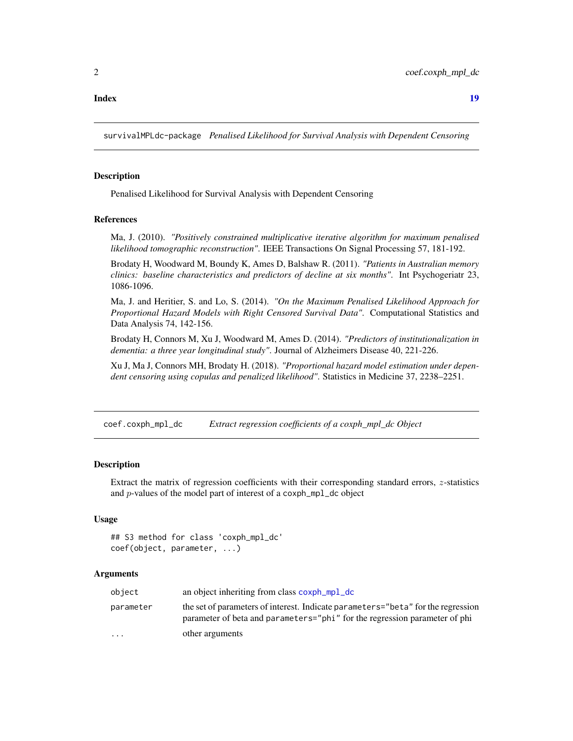**Index** **19**

## survivalMPLdc-package *Penalised Likelihood for Survival Analysis with Dependent Censoring*

### Description

Penalised Likelihood for Survival Analysis with Dependent Censoring

### References

Ma, J. (2010). *"Positively constrained multiplicative iterative algorithm for maximum penalised likelihood tomographic reconstruction".* IEEE Transactions On Signal Processing 57, 181-192.

Brodaty H, Woodward M, Boundy K, Ames D, Balshaw R. (2011). *"Patients in Australian memory clinics: baseline characteristics and predictors of decline at six months".* Int Psychogeriatr 23, 1086-1096.

Ma, J. and Heritier, S. and Lo, S. (2014). *"On the Maximum Penalised Likelihood Approach for Proportional Hazard Models with Right Censored Survival Data".* Computational Statistics and Data Analysis 74, 142-156.

Brodaty H, Connors M, Xu J, Woodward M, Ames D. (2014). *"Predictors of institutionalization in dementia: a three year longitudinal study".* Journal of Alzheimers Disease 40, 221-226.

Xu J, Ma J, Connors MH, Brodaty H. (2018). *"Proportional hazard model estimation under dependent censoring using copulas and penalized likelihood".* Statistics in Medicine 37, 2238–2251.

## coef.coxph_mpl_dc *Extract regression coefficients of a coxph_mpl_dc Object*

### Description

Extract the matrix of regression coefficients with their corresponding standard errors, $z$-statistics and $p$-values of the model part of interest of a `coxph_mpl_dc` object

### Usage

```
## S3 method for class 'coxph_mpl_dc'
coef(object, parameter, ...)
```

### Arguments

| | |
|---|---|
| `object` | an object inheriting from class `coxph_mpl_dc` |
| `parameter` | the set of parameters of interest. Indicate `parameters="beta"` for the regression parameter of beta and `parameters="phi"` for the regression parameter of phi |
| `...` | other arguments |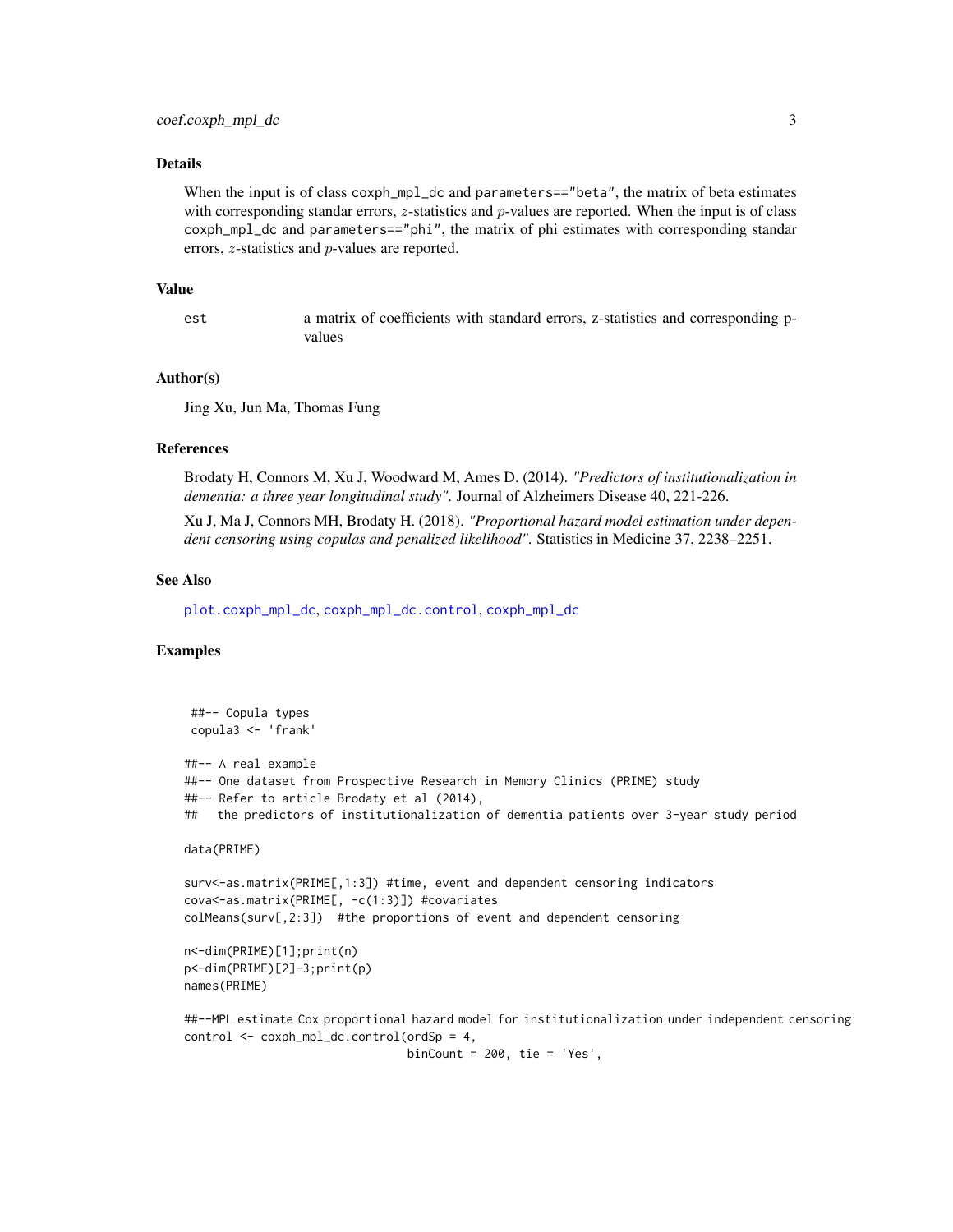## Details

When the input is of class `coxph_mpl_dc` and `parameters=="beta"`, the matrix of beta estimates with corresponding standar errors, $z$-statistics and $p$-values are reported. When the input is of class `coxph_mpl_dc` and `parameters=="phi"`, the matrix of phi estimates with corresponding standar errors, $z$-statistics and $p$-values are reported.

## Value

`est` a matrix of coefficients with standard errors, z-statistics and corresponding p-values

## Author(s)

Jing Xu, Jun Ma, Thomas Fung

## References

Brodaty H, Connors M, Xu J, Woodward M, Ames D. (2014). *"Predictors of institutionalization in dementia: a three year longitudinal study"*. Journal of Alzheimers Disease 40, 221-226.

Xu J, Ma J, Connors MH, Brodaty H. (2018). *"Proportional hazard model estimation under dependent censoring using copulas and penalized likelihood"*. Statistics in Medicine 37, 2238–2251.

## See Also

`plot.coxph_mpl_dc`, `coxph_mpl_dc.control`, `coxph_mpl_dc`

## Examples

```
 ##-- Copula types
 copula3 <- 'frank'

##-- A real example
##-- One dataset from Prospective Research in Memory Clinics (PRIME) study
##-- Refer to article Brodaty et al (2014),
##   the predictors of institutionalization of dementia patients over 3-year study period

data(PRIME)

surv<-as.matrix(PRIME[,1:3]) #time, event and dependent censoring indicators
cova<-as.matrix(PRIME[, -c(1:3)]) #covariates
colMeans(surv[,2:3])  #the proportions of event and dependent censoring

n<-dim(PRIME)[1];print(n)
p<-dim(PRIME)[2]-3;print(p)
names(PRIME)

##--MPL estimate Cox proportional hazard model for institutionalization under independent censoring
control <- coxph_mpl_dc.control(ordSp = 4,
                                binCount = 200, tie = 'Yes',
```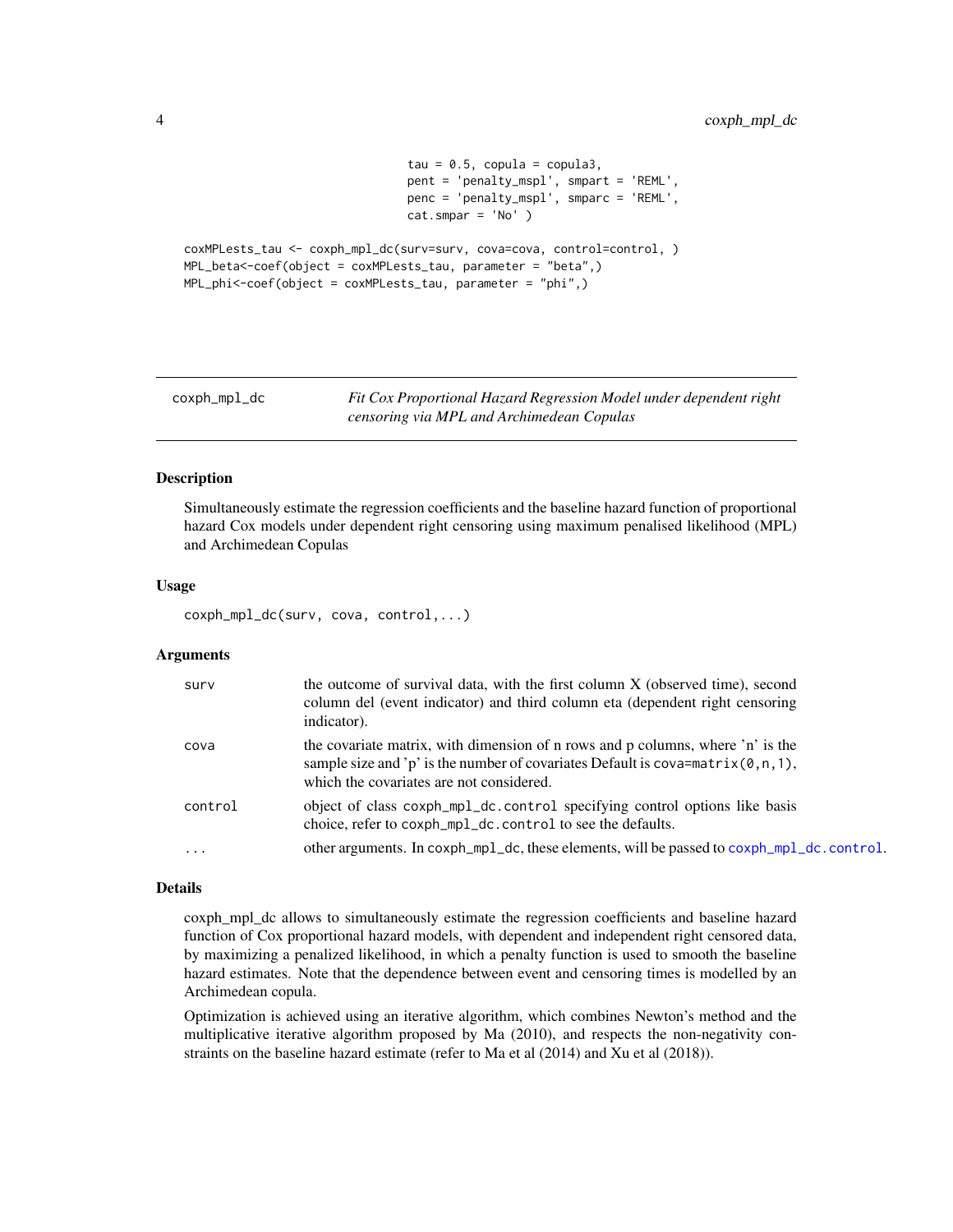```
                                tau = 0.5, copula = copula3,
                                pent = 'penalty_mspl', smpart = 'REML',
                                penc = 'penalty_mspl', smparc = 'REML',
                                cat.smpar = 'No' )

coxMPLests_tau <- coxph_mpl_dc(surv=surv, cova=cova, control=control, )
MPL_beta<-coef(object = coxMPLests_tau, parameter = "beta",)
MPL_phi<-coef(object = coxMPLests_tau, parameter = "phi",)
```

---

`coxph_mpl_dc` — *Fit Cox Proportional Hazard Regression Model under dependent right censoring via MPL and Archimedean Copulas*

---

## Description

Simultaneously estimate the regression coefficients and the baseline hazard function of proportional hazard Cox models under dependent right censoring using maximum penalised likelihood (MPL) and Archimedean Copulas

## Usage

```
coxph_mpl_dc(surv, cova, control,...)
```

## Arguments

| | |
|---|---|
| `surv` | the outcome of survival data, with the first column X (observed time), second column del (event indicator) and third column eta (dependent right censoring indicator). |
| `cova` | the covariate matrix, with dimension of n rows and p columns, where 'n' is the sample size and 'p' is the number of covariates Default is `cova=matrix(0,n,1)`, which the covariates are not considered. |
| `control` | object of class `coxph_mpl_dc.control` specifying control options like basis choice, refer to `coxph_mpl_dc.control` to see the defaults. |
| `...` | other arguments. In `coxph_mpl_dc`, these elements, will be passed to `coxph_mpl_dc.control`. |

## Details

coxph_mpl_dc allows to simultaneously estimate the regression coefficients and baseline hazard function of Cox proportional hazard models, with dependent and independent right censored data, by maximizing a penalized likelihood, in which a penalty function is used to smooth the baseline hazard estimates. Note that the dependence between event and censoring times is modelled by an Archimedean copula.

Optimization is achieved using an iterative algorithm, which combines Newton's method and the multiplicative iterative algorithm proposed by Ma (2010), and respects the non-negativity constraints on the baseline hazard estimate (refer to Ma et al (2014) and Xu et al (2018)).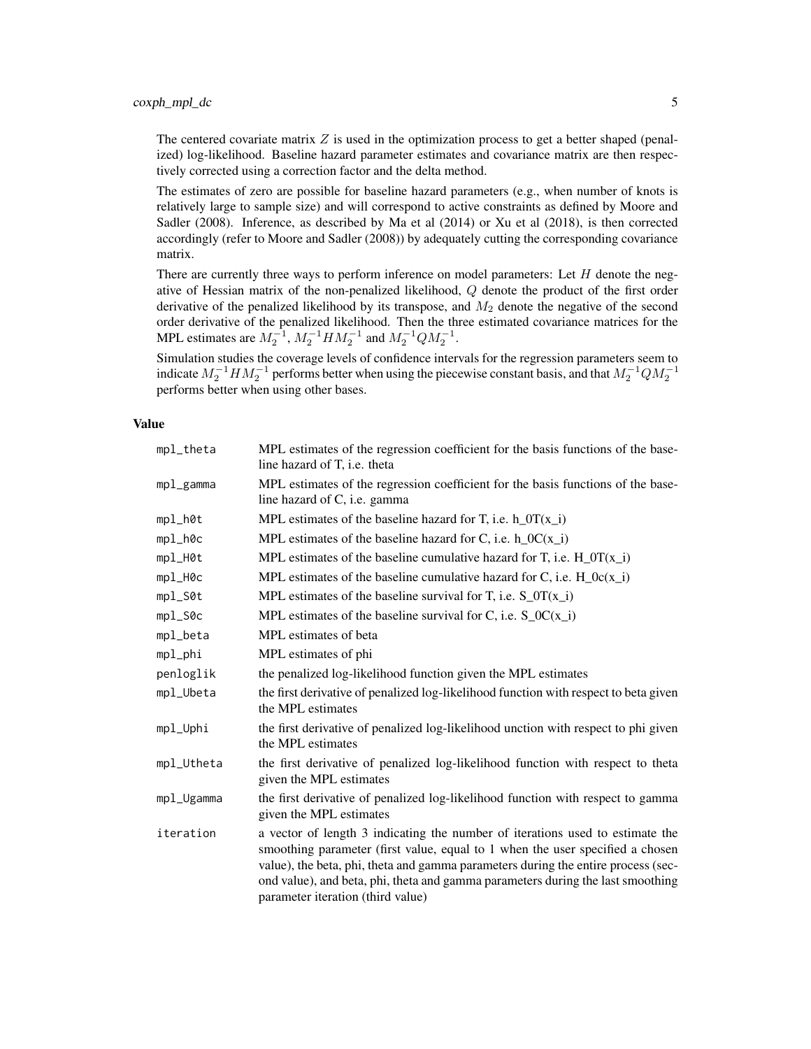The centered covariate matrix $Z$ is used in the optimization process to get a better shaped (penalized) log-likelihood. Baseline hazard parameter estimates and covariance matrix are then respectively corrected using a correction factor and the delta method.

The estimates of zero are possible for baseline hazard parameters (e.g., when number of knots is relatively large to sample size) and will correspond to active constraints as defined by Moore and Sadler (2008). Inference, as described by Ma et al (2014) or Xu et al (2018), is then corrected accordingly (refer to Moore and Sadler (2008)) by adequately cutting the corresponding covariance matrix.

There are currently three ways to perform inference on model parameters: Let $H$ denote the negative of Hessian matrix of the non-penalized likelihood, $Q$ denote the product of the first order derivative of the penalized likelihood by its transpose, and $M_2$ denote the negative of the second order derivative of the penalized likelihood. Then the three estimated covariance matrices for the MPL estimates are $M_2^{-1}$, $M_2^{-1}HM_2^{-1}$ and $M_2^{-1}QM_2^{-1}$.

Simulation studies the coverage levels of confidence intervals for the regression parameters seem to indicate $M_2^{-1}HM_2^{-1}$ performs better when using the piecewise constant basis, and that $M_2^{-1}QM_2^{-1}$ performs better when using other bases.

## Value

| | |
|---|---|
| `mpl_theta` | MPL estimates of the regression coefficient for the basis functions of the baseline hazard of T, i.e. theta |
| `mpl_gamma` | MPL estimates of the regression coefficient for the basis functions of the baseline hazard of C, i.e. gamma |
| `mpl_h0t` | MPL estimates of the baseline hazard for T, i.e. h_0T(x_i) |
| `mpl_h0c` | MPL estimates of the baseline hazard for C, i.e. h_0C(x_i) |
| `mpl_H0t` | MPL estimates of the baseline cumulative hazard for T, i.e. H_0T(x_i) |
| `mpl_H0c` | MPL estimates of the baseline cumulative hazard for C, i.e. H_0c(x_i) |
| `mpl_S0t` | MPL estimates of the baseline survival for T, i.e. S_0T(x_i) |
| `mpl_S0c` | MPL estimates of the baseline survival for C, i.e. S_0C(x_i) |
| `mpl_beta` | MPL estimates of beta |
| `mpl_phi` | MPL estimates of phi |
| `penloglik` | the penalized log-likelihood function given the MPL estimates |
| `mpl_Ubeta` | the first derivative of penalized log-likelihood function with respect to beta given the MPL estimates |
| `mpl_Uphi` | the first derivative of penalized log-likelihood unction with respect to phi given the MPL estimates |
| `mpl_Utheta` | the first derivative of penalized log-likelihood function with respect to theta given the MPL estimates |
| `mpl_Ugamma` | the first derivative of penalized log-likelihood function with respect to gamma given the MPL estimates |
| `iteration` | a vector of length 3 indicating the number of iterations used to estimate the smoothing parameter (first value, equal to 1 when the user specified a chosen value), the beta, phi, theta and gamma parameters during the entire process (second value), and beta, phi, theta and gamma parameters during the last smoothing parameter iteration (third value) |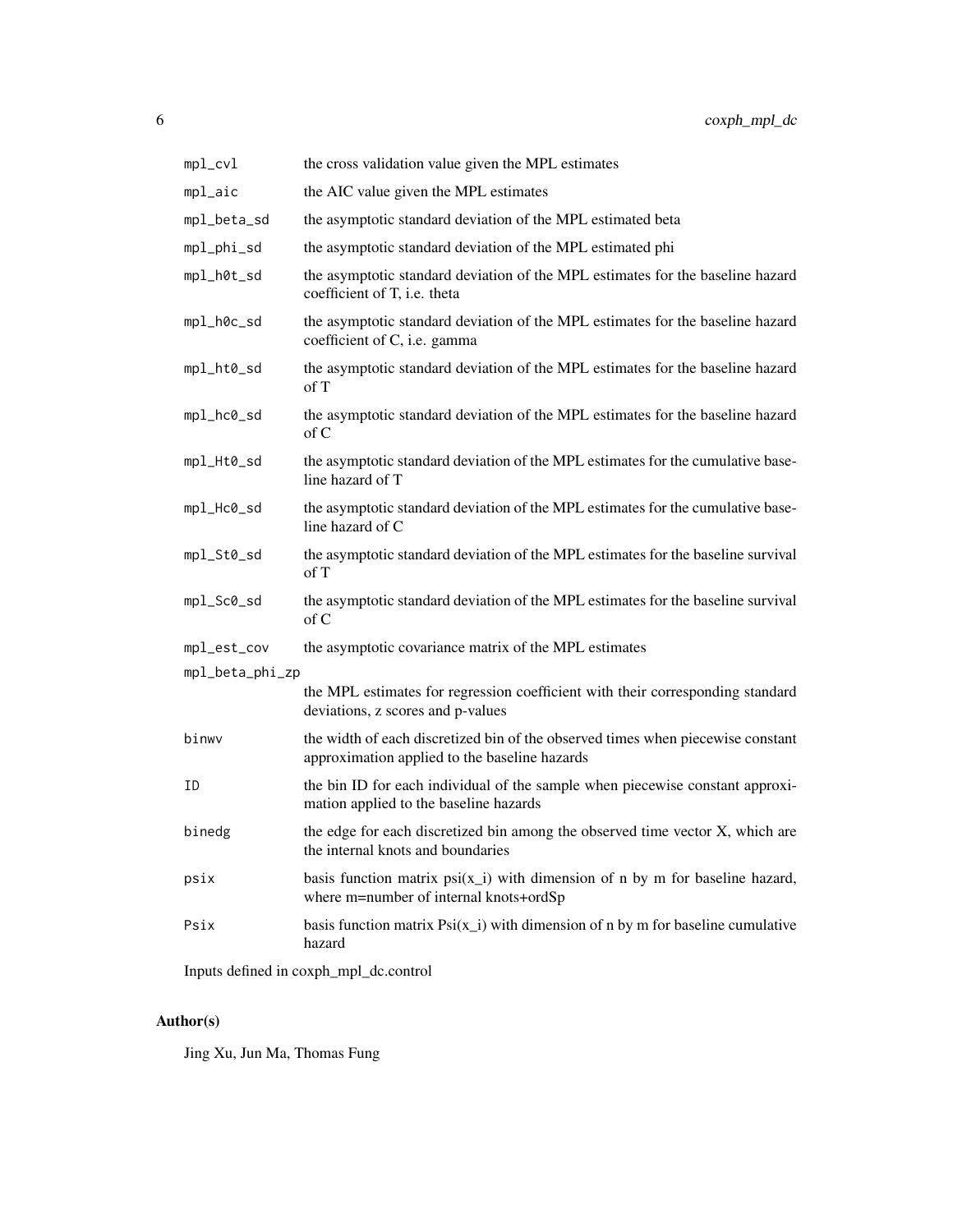| | |
|---|---|
| `mpl_cvl` | the cross validation value given the MPL estimates |
| `mpl_aic` | the AIC value given the MPL estimates |
| `mpl_beta_sd` | the asymptotic standard deviation of the MPL estimated beta |
| `mpl_phi_sd` | the asymptotic standard deviation of the MPL estimated phi |
| `mpl_h0t_sd` | the asymptotic standard deviation of the MPL estimates for the baseline hazard coefficient of T, i.e. theta |
| `mpl_h0c_sd` | the asymptotic standard deviation of the MPL estimates for the baseline hazard coefficient of C, i.e. gamma |
| `mpl_ht0_sd` | the asymptotic standard deviation of the MPL estimates for the baseline hazard of T |
| `mpl_hc0_sd` | the asymptotic standard deviation of the MPL estimates for the baseline hazard of C |
| `mpl_Ht0_sd` | the asymptotic standard deviation of the MPL estimates for the cumulative baseline hazard of T |
| `mpl_Hc0_sd` | the asymptotic standard deviation of the MPL estimates for the cumulative baseline hazard of C |
| `mpl_St0_sd` | the asymptotic standard deviation of the MPL estimates for the baseline survival of T |
| `mpl_Sc0_sd` | the asymptotic standard deviation of the MPL estimates for the baseline survival of C |
| `mpl_est_cov` | the asymptotic covariance matrix of the MPL estimates |
| `mpl_beta_phi_zp` | the MPL estimates for regression coefficient with their corresponding standard deviations, z scores and p-values |
| `binwv` | the width of each discretized bin of the observed times when piecewise constant approximation applied to the baseline hazards |
| `ID` | the bin ID for each individual of the sample when piecewise constant approximation applied to the baseline hazards |
| `binedg` | the edge for each discretized bin among the observed time vector X, which are the internal knots and boundaries |
| `psix` | basis function matrix psi(x_i) with dimension of n by m for baseline hazard, where m=number of internal knots+ordSp |
| `Psix` | basis function matrix Psi(x_i) with dimension of n by m for baseline cumulative hazard |

Inputs defined in coxph_mpl_dc.control

## Author(s)

Jing Xu, Jun Ma, Thomas Fung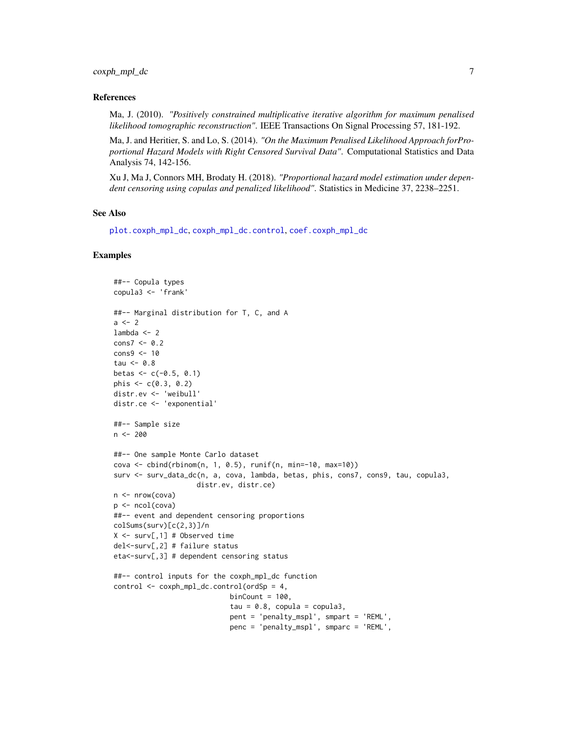### References

Ma, J. (2010). *"Positively constrained multiplicative iterative algorithm for maximum penalised likelihood tomographic reconstruction"*. IEEE Transactions On Signal Processing 57, 181-192.

Ma, J. and Heritier, S. and Lo, S. (2014). *"On the Maximum Penalised Likelihood Approach forProportional Hazard Models with Right Censored Survival Data"*. Computational Statistics and Data Analysis 74, 142-156.

Xu J, Ma J, Connors MH, Brodaty H. (2018). *"Proportional hazard model estimation under dependent censoring using copulas and penalized likelihood"*. Statistics in Medicine 37, 2238–2251.

### See Also

plot.coxph_mpl_dc, coxph_mpl_dc.control, coef.coxph_mpl_dc

### Examples

```
##-- Copula types
copula3 <- 'frank'

##-- Marginal distribution for T, C, and A
a <- 2
lambda <- 2
cons7 <- 0.2
cons9 <- 10
tau <- 0.8
betas <- c(-0.5, 0.1)
phis <- c(0.3, 0.2)
distr.ev <- 'weibull'
distr.ce <- 'exponential'

##-- Sample size
n <- 200

##-- One sample Monte Carlo dataset
cova <- cbind(rbinom(n, 1, 0.5), runif(n, min=-10, max=10))
surv <- surv_data_dc(n, a, cova, lambda, betas, phis, cons7, cons9, tau, copula3,
                  distr.ev, distr.ce)
n <- nrow(cova)
p <- ncol(cova)
##-- event and dependent censoring proportions
colSums(surv)[c(2,3)]/n
X <- surv[,1] # Observed time
del<-surv[,2] # failure status
eta<-surv[,3] # dependent censoring status

##-- control inputs for the coxph_mpl_dc function
control <- coxph_mpl_dc.control(ordSp = 4,
                            binCount = 100,
                            tau = 0.8, copula = copula3,
                            pent = 'penalty_mspl', smpart = 'REML',
                            penc = 'penalty_mspl', smparc = 'REML',
```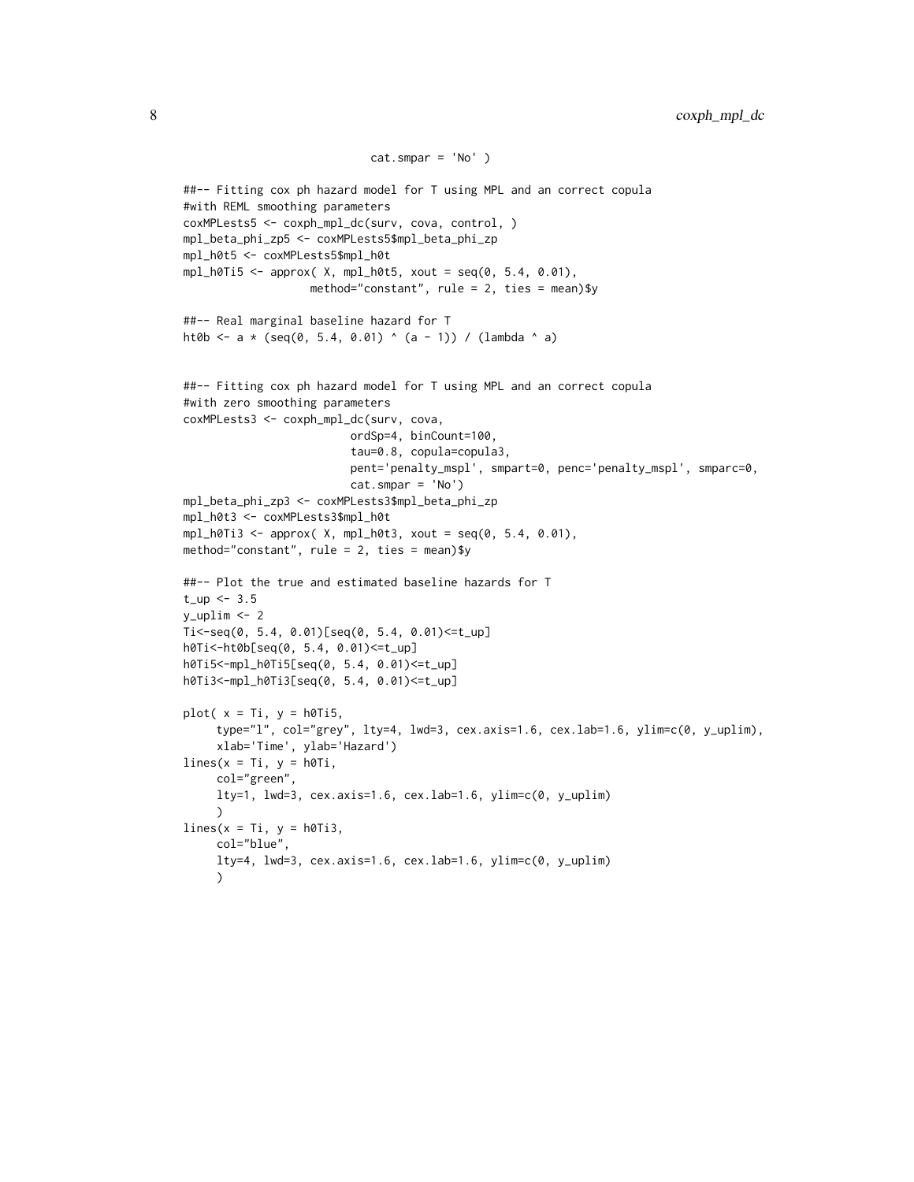```
                          cat.smpar = 'No' )

##-- Fitting cox ph hazard model for T using MPL and an correct copula
#with REML smoothing parameters
coxMPLests5 <- coxph_mpl_dc(surv, cova, control, )
mpl_beta_phi_zp5 <- coxMPLests5$mpl_beta_phi_zp
mpl_h0t5 <- coxMPLests5$mpl_h0t
mpl_h0Ti5 <- approx( X, mpl_h0t5, xout = seq(0, 5.4, 0.01),
                  method="constant", rule = 2, ties = mean)$y

##-- Real marginal baseline hazard for T
ht0b <- a * (seq(0, 5.4, 0.01) ^ (a - 1)) / (lambda ^ a)


##-- Fitting cox ph hazard model for T using MPL and an correct copula
#with zero smoothing parameters
coxMPLests3 <- coxph_mpl_dc(surv, cova,
                        ordSp=4, binCount=100,
                        tau=0.8, copula=copula3,
                        pent='penalty_mspl', smpart=0, penc='penalty_mspl', smparc=0,
                        cat.smpar = 'No')
mpl_beta_phi_zp3 <- coxMPLests3$mpl_beta_phi_zp
mpl_h0t3 <- coxMPLests3$mpl_h0t
mpl_h0Ti3 <- approx( X, mpl_h0t3, xout = seq(0, 5.4, 0.01),
method="constant", rule = 2, ties = mean)$y

##-- Plot the true and estimated baseline hazards for T
t_up <- 3.5
y_uplim <- 2
Ti<-seq(0, 5.4, 0.01)[seq(0, 5.4, 0.01)<=t_up]
h0Ti<-ht0b[seq(0, 5.4, 0.01)<=t_up]
h0Ti5<-mpl_h0Ti5[seq(0, 5.4, 0.01)<=t_up]
h0Ti3<-mpl_h0Ti3[seq(0, 5.4, 0.01)<=t_up]

plot( x = Ti, y = h0Ti5,
     type="l", col="grey", lty=4, lwd=3, cex.axis=1.6, cex.lab=1.6, ylim=c(0, y_uplim),
     xlab='Time', ylab='Hazard')
lines(x = Ti, y = h0Ti,
     col="green",
     lty=1, lwd=3, cex.axis=1.6, cex.lab=1.6, ylim=c(0, y_uplim)
     )
lines(x = Ti, y = h0Ti3,
     col="blue",
     lty=4, lwd=3, cex.axis=1.6, cex.lab=1.6, ylim=c(0, y_uplim)
     )
```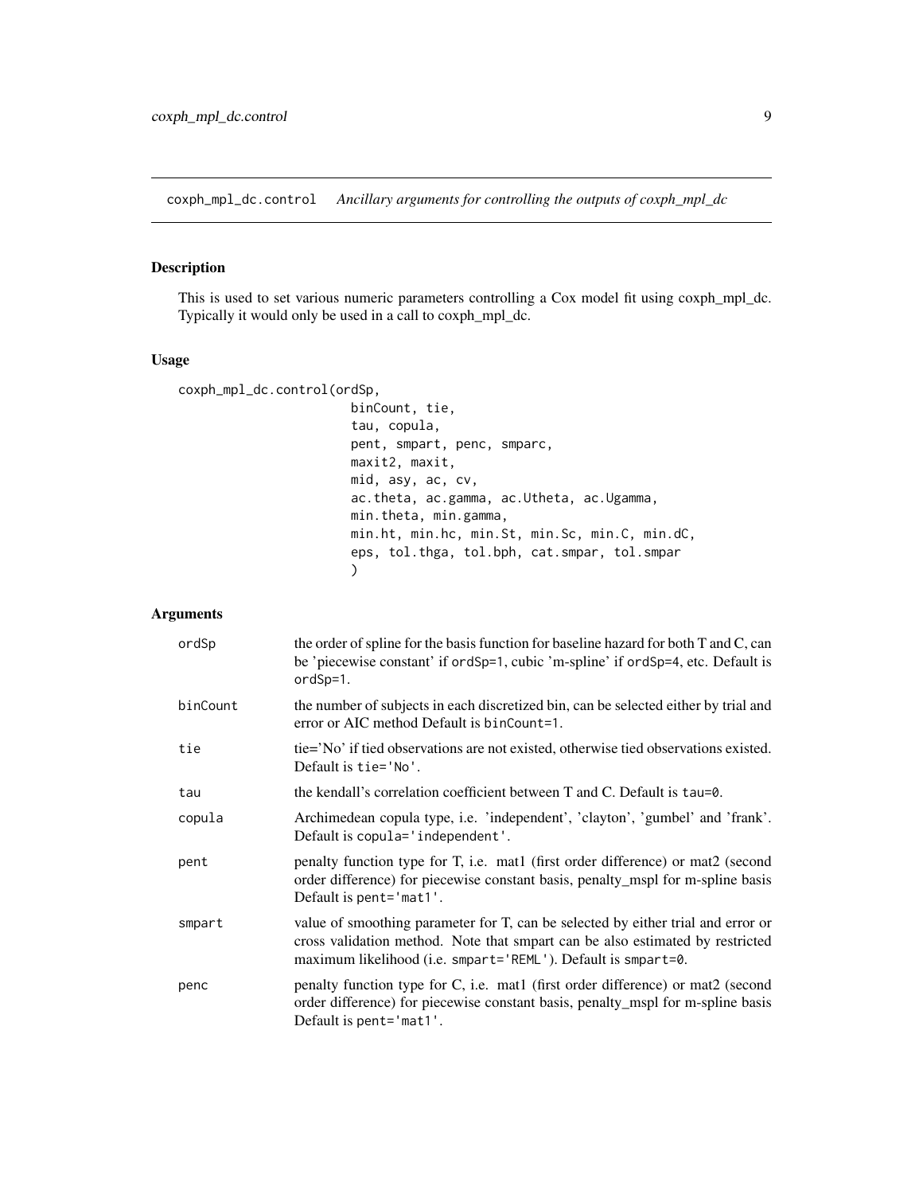# coxph_mpl_dc.control &nbsp;&nbsp;&nbsp; *Ancillary arguments for controlling the outputs of coxph_mpl_dc*

## Description

This is used to set various numeric parameters controlling a Cox model fit using coxph_mpl_dc. Typically it would only be used in a call to coxph_mpl_dc.

## Usage

```
coxph_mpl_dc.control(ordSp,
                     binCount, tie,
                     tau, copula,
                     pent, smpart, penc, smparc,
                     maxit2, maxit,
                     mid, asy, ac, cv,
                     ac.theta, ac.gamma, ac.Utheta, ac.Ugamma,
                     min.theta, min.gamma,
                     min.ht, min.hc, min.St, min.Sc, min.C, min.dC,
                     eps, tol.thga, tol.bph, cat.smpar, tol.smpar
                     )
```

## Arguments

| | |
|---|---|
| `ordSp` | the order of spline for the basis function for baseline hazard for both T and C, can be 'piecewise constant' if `ordSp=1`, cubic 'm-spline' if `ordSp=4`, etc. Default is `ordSp=1`. |
| `binCount` | the number of subjects in each discretized bin, can be selected either by trial and error or AIC method Default is `binCount=1`. |
| `tie` | tie='No' if tied observations are not existed, otherwise tied observations existed. Default is `tie='No'`. |
| `tau` | the kendall's correlation coefficient between T and C. Default is `tau=0`. |
| `copula` | Archimedean copula type, i.e. 'independent', 'clayton', 'gumbel' and 'frank'. Default is `copula='independent'`. |
| `pent` | penalty function type for T, i.e. mat1 (first order difference) or mat2 (second order difference) for piecewise constant basis, penalty_mspl for m-spline basis Default is `pent='mat1'`. |
| `smpart` | value of smoothing parameter for T, can be selected by either trial and error or cross validation method. Note that smpart can be also estimated by restricted maximum likelihood (i.e. `smpart='REML'`). Default is `smpart=0`. |
| `penc` | penalty function type for C, i.e. mat1 (first order difference) or mat2 (second order difference) for piecewise constant basis, penalty_mspl for m-spline basis Default is `pent='mat1'`. |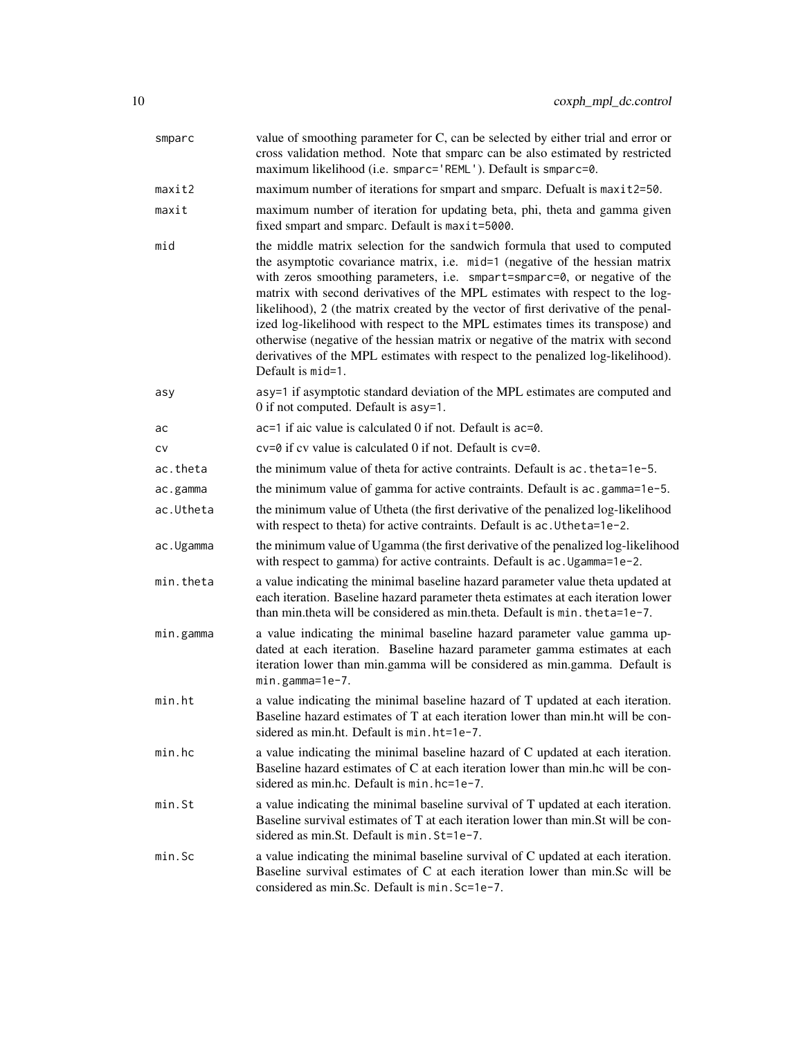| | |
|---|---|
| `smparc` | value of smoothing parameter for C, can be selected by either trial and error or cross validation method. Note that smparc can be also estimated by restricted maximum likelihood (i.e. `smparc='REML'`). Default is `smparc=0`. |
| `maxit2` | maximum number of iterations for smpart and smparc. Defualt is `maxit2=50`. |
| `maxit` | maximum number of iteration for updating beta, phi, theta and gamma given fixed smpart and smparc. Default is `maxit=5000`. |
| `mid` | the middle matrix selection for the sandwich formula that used to computed the asymptotic covariance matrix, i.e. `mid=1` (negative of the hessian matrix with zeros smoothing parameters, i.e. `smpart=smparc=0`, or negative of the matrix with second derivatives of the MPL estimates with respect to the log-likelihood), 2 (the matrix created by the vector of first derivative of the penalized log-likelihood with respect to the MPL estimates times its transpose) and otherwise (negative of the hessian matrix or negative of the matrix with second derivatives of the MPL estimates with respect to the penalized log-likelihood). Default is `mid=1`. |
| `asy` | `asy=1` if asymptotic standard deviation of the MPL estimates are computed and 0 if not computed. Default is `asy=1`. |
| `ac` | `ac=1` if aic value is calculated 0 if not. Default is `ac=0`. |
| `cv` | `cv=0` if cv value is calculated 0 if not. Default is `cv=0`. |
| `ac.theta` | the minimum value of theta for active contraints. Default is `ac.theta=1e-5`. |
| `ac.gamma` | the minimum value of gamma for active contraints. Default is `ac.gamma=1e-5`. |
| `ac.Utheta` | the minimum value of Utheta (the first derivative of the penalized log-likelihood with respect to theta) for active contraints. Default is `ac.Utheta=1e-2`. |
| `ac.Ugamma` | the minimum value of Ugamma (the first derivative of the penalized log-likelihood with respect to gamma) for active contraints. Default is `ac.Ugamma=1e-2`. |
| `min.theta` | a value indicating the minimal baseline hazard parameter value theta updated at each iteration. Baseline hazard parameter theta estimates at each iteration lower than min.theta will be considered as min.theta. Default is `min.theta=1e-7`. |
| `min.gamma` | a value indicating the minimal baseline hazard parameter value gamma updated at each iteration. Baseline hazard parameter gamma estimates at each iteration lower than min.gamma will be considered as min.gamma. Default is `min.gamma=1e-7`. |
| `min.ht` | a value indicating the minimal baseline hazard of T updated at each iteration. Baseline hazard estimates of T at each iteration lower than min.ht will be considered as min.ht. Default is `min.ht=1e-7`. |
| `min.hc` | a value indicating the minimal baseline hazard of C updated at each iteration. Baseline hazard estimates of C at each iteration lower than min.hc will be considered as min.hc. Default is `min.hc=1e-7`. |
| `min.St` | a value indicating the minimal baseline survival of T updated at each iteration. Baseline survival estimates of T at each iteration lower than min.St will be considered as min.St. Default is `min.St=1e-7`. |
| `min.Sc` | a value indicating the minimal baseline survival of C updated at each iteration. Baseline survival estimates of C at each iteration lower than min.Sc will be considered as min.Sc. Default is `min.Sc=1e-7`. |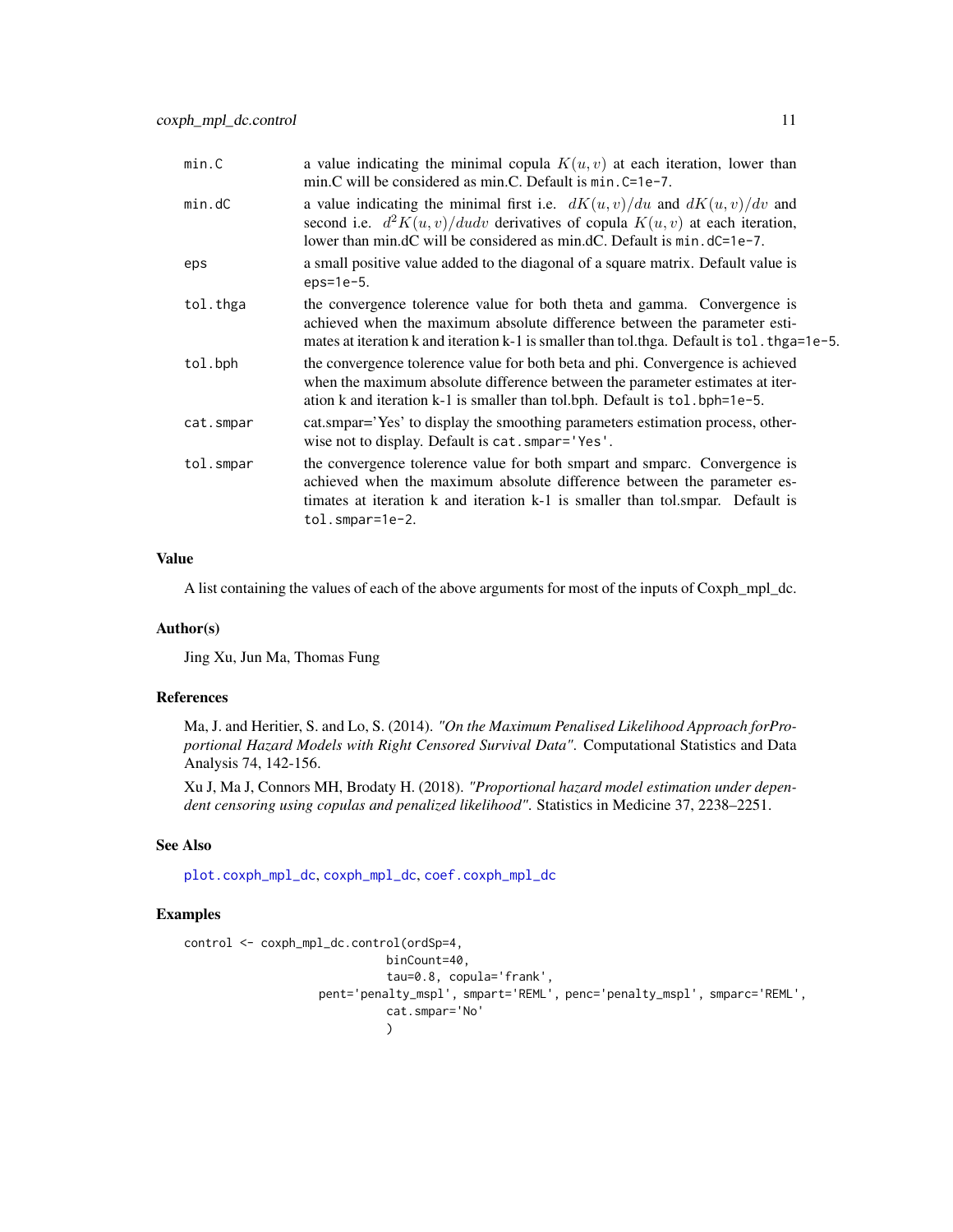| | |
|---|---|
| min.C | a value indicating the minimal copula $K(u, v)$ at each iteration, lower than min.C will be considered as min.C. Default is `min.C=1e-7`. |
| min.dC | a value indicating the minimal first i.e. $dK(u, v)/du$ and $dK(u, v)/dv$ and second i.e. $d^2K(u, v)/dudv$ derivatives of copula $K(u, v)$ at each iteration, lower than min.dC will be considered as min.dC. Default is `min.dC=1e-7`. |
| eps | a small positive value added to the diagonal of a square matrix. Default value is `eps=1e-5`. |
| tol.thga | the convergence tolerence value for both theta and gamma. Convergence is achieved when the maximum absolute difference between the parameter estimates at iteration k and iteration k-1 is smaller than tol.thga. Default is `tol.thga=1e-5`. |
| tol.bph | the convergence tolerence value for both beta and phi. Convergence is achieved when the maximum absolute difference between the parameter estimates at iteration k and iteration k-1 is smaller than tol.bph. Default is `tol.bph=1e-5`. |
| cat.smpar | cat.smpar='Yes' to display the smoothing parameters estimation process, otherwise not to display. Default is `cat.smpar='Yes'`. |
| tol.smpar | the convergence tolerence value for both smpart and smparc. Convergence is achieved when the maximum absolute difference between the parameter estimates at iteration k and iteration k-1 is smaller than tol.smpar. Default is `tol.smpar=1e-2`. |

## Value

A list containing the values of each of the above arguments for most of the inputs of Coxph_mpl_dc.

## Author(s)

Jing Xu, Jun Ma, Thomas Fung

## References

Ma, J. and Heritier, S. and Lo, S. (2014). *"On the Maximum Penalised Likelihood Approach forProportional Hazard Models with Right Censored Survival Data"*. Computational Statistics and Data Analysis 74, 142-156.

Xu J, Ma J, Connors MH, Brodaty H. (2018). *"Proportional hazard model estimation under dependent censoring using copulas and penalized likelihood"*. Statistics in Medicine 37, 2238–2251.

## See Also

plot.coxph_mpl_dc, coxph_mpl_dc, coef.coxph_mpl_dc

## Examples

```
control <- coxph_mpl_dc.control(ordSp=4,
                             binCount=40,
                             tau=0.8, copula='frank',
                   pent='penalty_mspl', smpart='REML', penc='penalty_mspl', smparc='REML',
                             cat.smpar='No'
                             )
```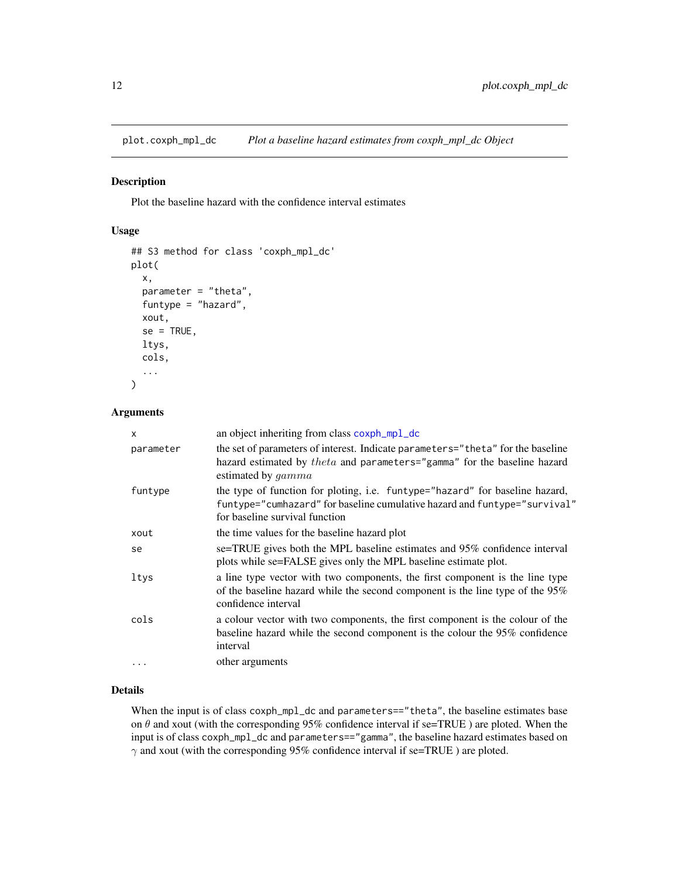# plot.coxph_mpl_dc — *Plot a baseline hazard estimates from coxph_mpl_dc Object*

## Description

Plot the baseline hazard with the confidence interval estimates

## Usage

```
## S3 method for class 'coxph_mpl_dc'
plot(
  x,
  parameter = "theta",
  funtype = "hazard",
  xout,
  se = TRUE,
  ltys,
  cols,
  ...
)
```

## Arguments

| | |
|---|---|
| `x` | an object inheriting from class `coxph_mpl_dc` |
| `parameter` | the set of parameters of interest. Indicate `parameters="theta"` for the baseline hazard estimated by $theta$ and `parameters="gamma"` for the baseline hazard estimated by $gamma$ |
| `funtype` | the type of function for ploting, i.e. `funtype="hazard"` for baseline hazard, `funtype="cumhazard"` for baseline cumulative hazard and `funtype="survival"` for baseline survival function |
| `xout` | the time values for the baseline hazard plot |
| `se` | se=TRUE gives both the MPL baseline estimates and 95% confidence interval plots while se=FALSE gives only the MPL baseline estimate plot. |
| `ltys` | a line type vector with two components, the first component is the line type of the baseline hazard while the second component is the line type of the 95% confidence interval |
| `cols` | a colour vector with two components, the first component is the colour of the baseline hazard while the second component is the colour the 95% confidence interval |
| `...` | other arguments |

## Details

When the input is of class `coxph_mpl_dc` and `parameters=="theta"`, the baseline estimates base on $\theta$ and xout (with the corresponding 95% confidence interval if se=TRUE ) are ploted. When the input is of class `coxph_mpl_dc` and `parameters=="gamma"`, the baseline hazard estimates based on $\gamma$ and xout (with the corresponding 95% confidence interval if se=TRUE ) are ploted.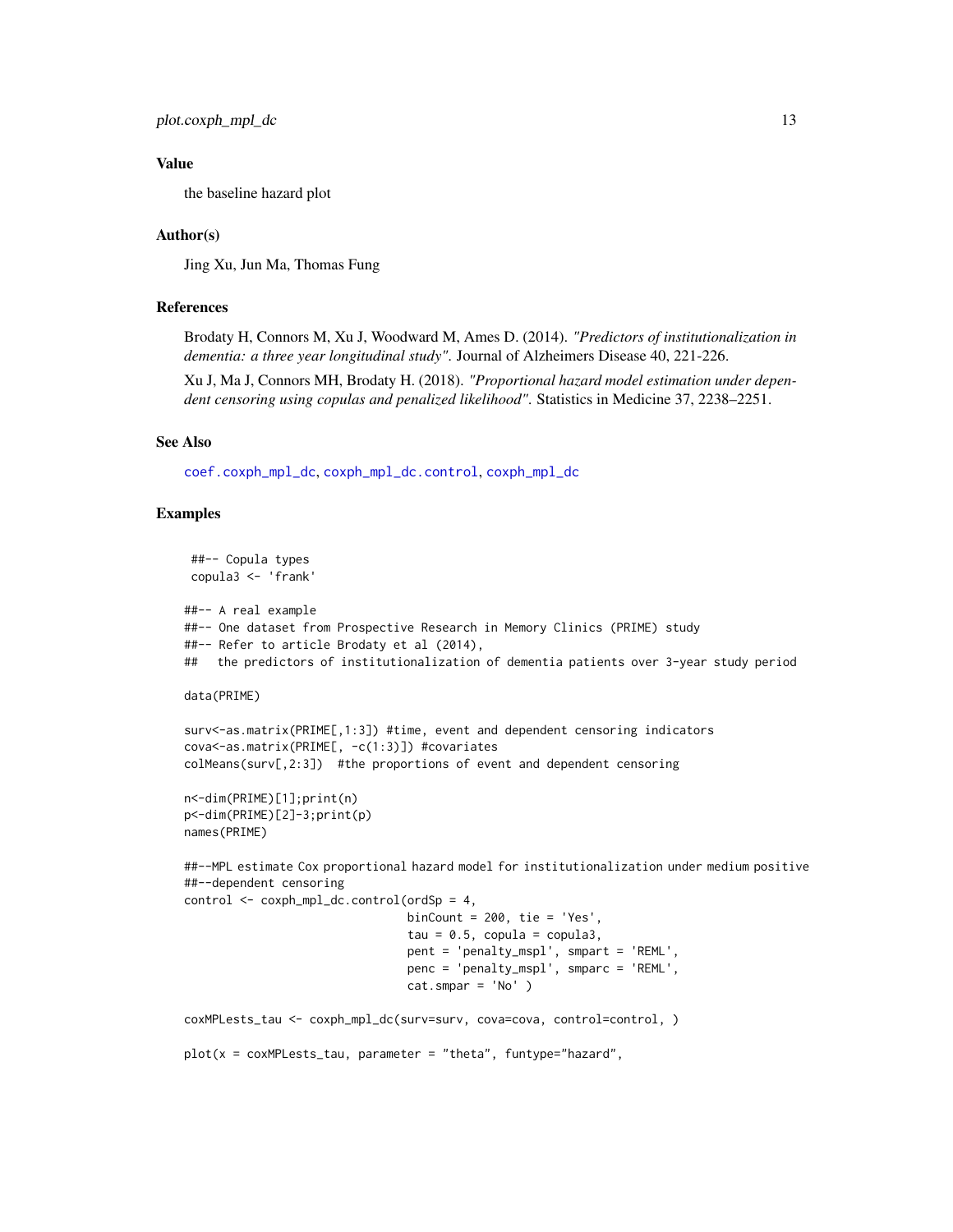### Value

the baseline hazard plot

### Author(s)

Jing Xu, Jun Ma, Thomas Fung

### References

Brodaty H, Connors M, Xu J, Woodward M, Ames D. (2014). *"Predictors of institutionalization in dementia: a three year longitudinal study"*. Journal of Alzheimers Disease 40, 221-226.

Xu J, Ma J, Connors MH, Brodaty H. (2018). *"Proportional hazard model estimation under dependent censoring using copulas and penalized likelihood"*. Statistics in Medicine 37, 2238–2251.

### See Also

coef.coxph_mpl_dc, coxph_mpl_dc.control, coxph_mpl_dc

### Examples

```
 ##-- Copula types
 copula3 <- 'frank'

##-- A real example
##-- One dataset from Prospective Research in Memory Clinics (PRIME) study
##-- Refer to article Brodaty et al (2014),
##   the predictors of institutionalization of dementia patients over 3-year study period

data(PRIME)

surv<-as.matrix(PRIME[,1:3]) #time, event and dependent censoring indicators
cova<-as.matrix(PRIME[, -c(1:3)]) #covariates
colMeans(surv[,2:3])  #the proportions of event and dependent censoring

n<-dim(PRIME)[1];print(n)
p<-dim(PRIME)[2]-3;print(p)
names(PRIME)

##--MPL estimate Cox proportional hazard model for institutionalization under medium positive
##--dependent censoring
control <- coxph_mpl_dc.control(ordSp = 4,
                                binCount = 200, tie = 'Yes',
                                tau = 0.5, copula = copula3,
                                pent = 'penalty_mspl', smpart = 'REML',
                                penc = 'penalty_mspl', smparc = 'REML',
                                cat.smpar = 'No' )

coxMPLests_tau <- coxph_mpl_dc(surv=surv, cova=cova, control=control, )

plot(x = coxMPLests_tau, parameter = "theta", funtype="hazard",
```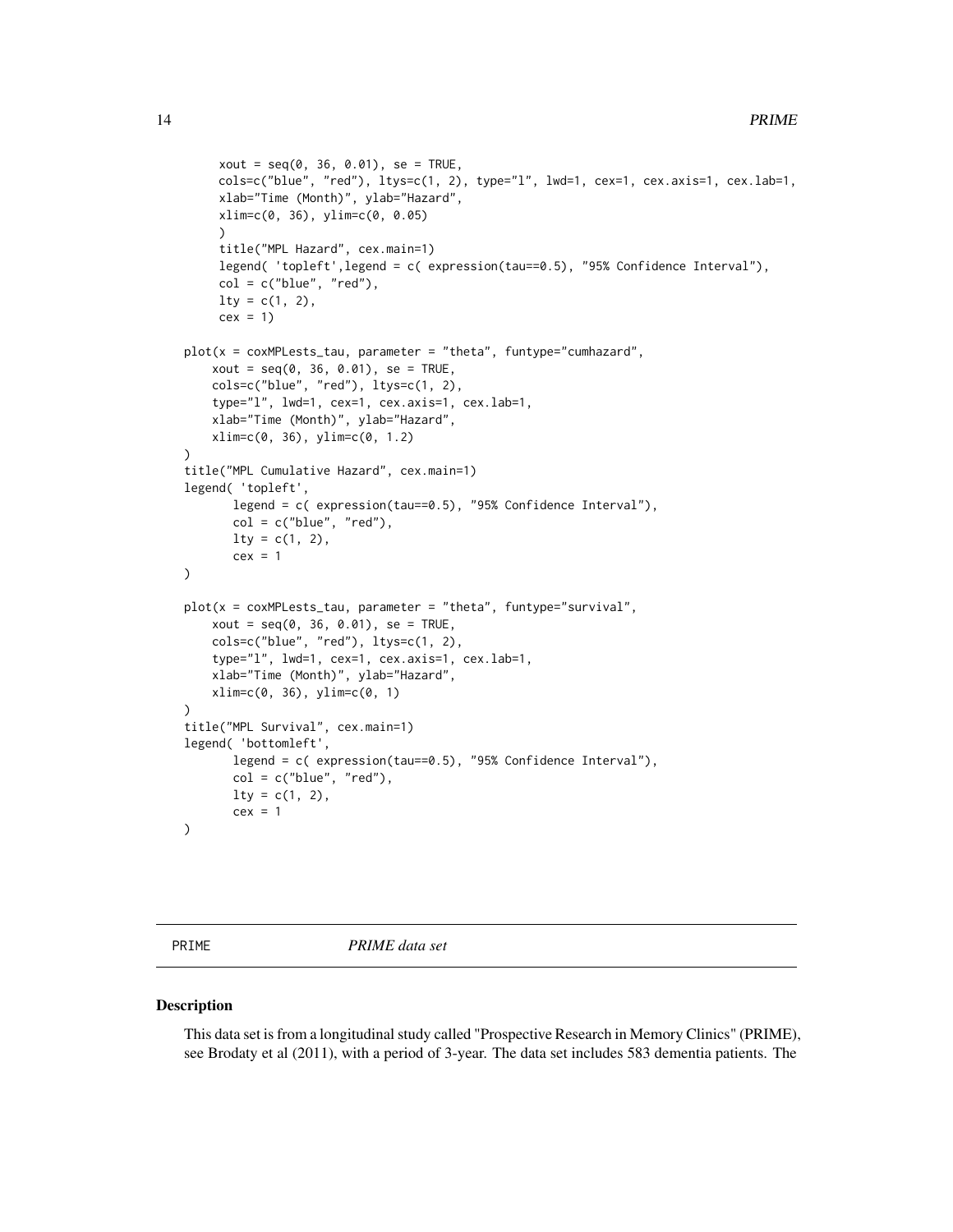```
      xout = seq(0, 36, 0.01), se = TRUE,
      cols=c("blue", "red"), ltys=c(1, 2), type="l", lwd=1, cex=1, cex.axis=1, cex.lab=1,
      xlab="Time (Month)", ylab="Hazard",
      xlim=c(0, 36), ylim=c(0, 0.05)
      )
      title("MPL Hazard", cex.main=1)
      legend( 'topleft',legend = c( expression(tau==0.5), "95% Confidence Interval"),
      col = c("blue", "red"),
      lty = c(1, 2),
      cex = 1)

plot(x = coxMPLests_tau, parameter = "theta", funtype="cumhazard",
    xout = seq(0, 36, 0.01), se = TRUE,
    cols=c("blue", "red"), ltys=c(1, 2),
    type="l", lwd=1, cex=1, cex.axis=1, cex.lab=1,
    xlab="Time (Month)", ylab="Hazard",
    xlim=c(0, 36), ylim=c(0, 1.2)
)
title("MPL Cumulative Hazard", cex.main=1)
legend( 'topleft',
       legend = c( expression(tau==0.5), "95% Confidence Interval"),
       col = c("blue", "red"),
       lty = c(1, 2),
       cex = 1
)

plot(x = coxMPLests_tau, parameter = "theta", funtype="survival",
    xout = seq(0, 36, 0.01), se = TRUE,
    cols=c("blue", "red"), ltys=c(1, 2),
    type="l", lwd=1, cex=1, cex.axis=1, cex.lab=1,
    xlab="Time (Month)", ylab="Hazard",
    xlim=c(0, 36), ylim=c(0, 1)
)
title("MPL Survival", cex.main=1)
legend( 'bottomleft',
       legend = c( expression(tau==0.5), "95% Confidence Interval"),
       col = c("blue", "red"),
       lty = c(1, 2),
       cex = 1
)
```

---

PRIME *PRIME data set*

---

### Description

This data set is from a longitudinal study called "Prospective Research in Memory Clinics" (PRIME), see Brodaty et al (2011), with a period of 3-year. The data set includes 583 dementia patients. The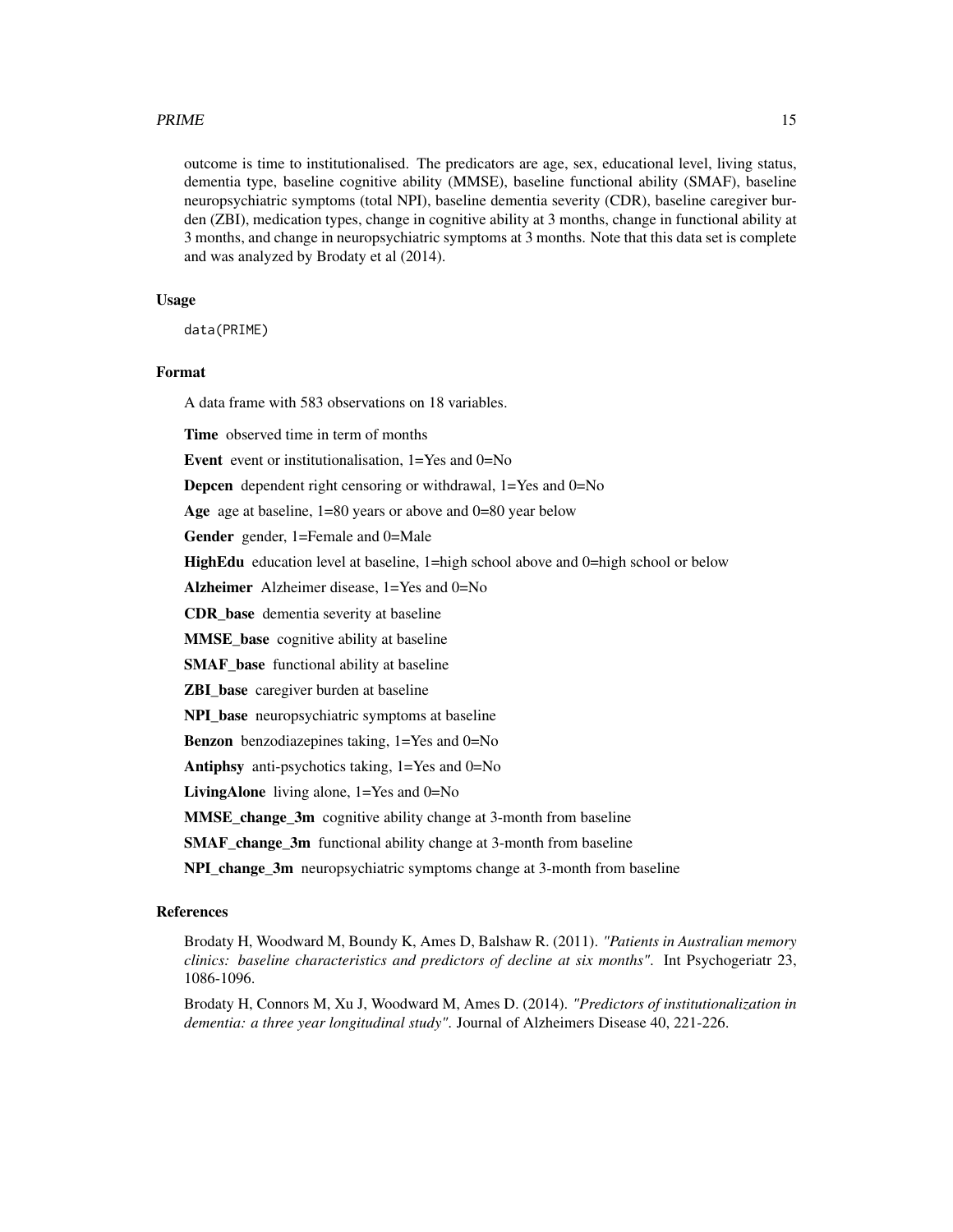outcome is time to institutionalised. The predicators are age, sex, educational level, living status, dementia type, baseline cognitive ability (MMSE), baseline functional ability (SMAF), baseline neuropsychiatric symptoms (total NPI), baseline dementia severity (CDR), baseline caregiver burden (ZBI), medication types, change in cognitive ability at 3 months, change in functional ability at 3 months, and change in neuropsychiatric symptoms at 3 months. Note that this data set is complete and was analyzed by Brodaty et al (2014).

### Usage

```
data(PRIME)
```

### Format

A data frame with 583 observations on 18 variables.

**Time** observed time in term of months

**Event** event or institutionalisation, 1=Yes and 0=No

**Depcen** dependent right censoring or withdrawal, 1=Yes and 0=No

**Age** age at baseline, 1=80 years or above and 0=80 year below

**Gender** gender, 1=Female and 0=Male

**HighEdu** education level at baseline, 1=high school above and 0=high school or below

**Alzheimer** Alzheimer disease, 1=Yes and 0=No

**CDR_base** dementia severity at baseline

**MMSE_base** cognitive ability at baseline

**SMAF_base** functional ability at baseline

**ZBI_base** caregiver burden at baseline

**NPI_base** neuropsychiatric symptoms at baseline

**Benzon** benzodiazepines taking, 1=Yes and 0=No

**Antiphsy** anti-psychotics taking, 1=Yes and 0=No

**LivingAlone** living alone, 1=Yes and 0=No

**MMSE_change_3m** cognitive ability change at 3-month from baseline

**SMAF_change_3m** functional ability change at 3-month from baseline

**NPI_change_3m** neuropsychiatric symptoms change at 3-month from baseline

### References

Brodaty H, Woodward M, Boundy K, Ames D, Balshaw R. (2011). *"Patients in Australian memory clinics: baseline characteristics and predictors of decline at six months"*. Int Psychogeriatr 23, 1086-1096.

Brodaty H, Connors M, Xu J, Woodward M, Ames D. (2014). *"Predictors of institutionalization in dementia: a three year longitudinal study"*. Journal of Alzheimers Disease 40, 221-226.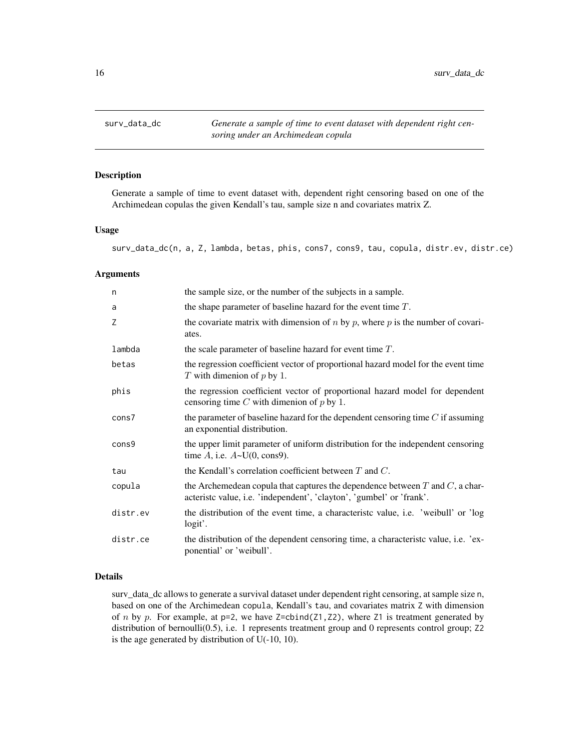| surv_data_dc | *Generate a sample of time to event dataset with dependent right censoring under an Archimedean copula* |
| --- | --- |

## Description

Generate a sample of time to event dataset with, dependent right censoring based on one of the Archimedean copulas the given Kendall's tau, sample size n and covariates matrix Z.

## Usage

```
surv_data_dc(n, a, Z, lambda, betas, phis, cons7, cons9, tau, copula, distr.ev, distr.ce)
```

## Arguments

| | |
| --- | --- |
| n | the sample size, or the number of the subjects in a sample. |
| a | the shape parameter of baseline hazard for the event time $T$. |
| Z | the covariate matrix with dimension of $n$ by $p$, where $p$ is the number of covariates. |
| lambda | the scale parameter of baseline hazard for event time $T$. |
| betas | the regression coefficient vector of proportional hazard model for the event time $T$ with dimenion of $p$ by 1. |
| phis | the regression coefficient vector of proportional hazard model for dependent censoring time $C$ with dimenion of $p$ by 1. |
| cons7 | the parameter of baseline hazard for the dependent censoring time $C$ if assuming an exponential distribution. |
| cons9 | the upper limit parameter of uniform distribution for the independent censoring time $A$, i.e. $A$~U(0, cons9). |
| tau | the Kendall's correlation coefficient between $T$ and $C$. |
| copula | the Archemedean copula that captures the dependence between $T$ and $C$, a characteristc value, i.e. 'independent', 'clayton', 'gumbel' or 'frank'. |
| distr.ev | the distribution of the event time, a characteristc value, i.e. 'weibull' or 'log logit'. |
| distr.ce | the distribution of the dependent censoring time, a characteristc value, i.e. 'exponential' or 'weibull'. |

## Details

surv_data_dc allows to generate a survival dataset under dependent right censoring, at sample size n, based on one of the Archimedean copula, Kendall's tau, and covariates matrix Z with dimension of $n$ by $p$. For example, at p=2, we have Z=cbind(Z1,Z2), where Z1 is treatment generated by distribution of bernoulli(0.5), i.e. 1 represents treatment group and 0 represents control group; Z2 is the age generated by distribution of U(-10, 10).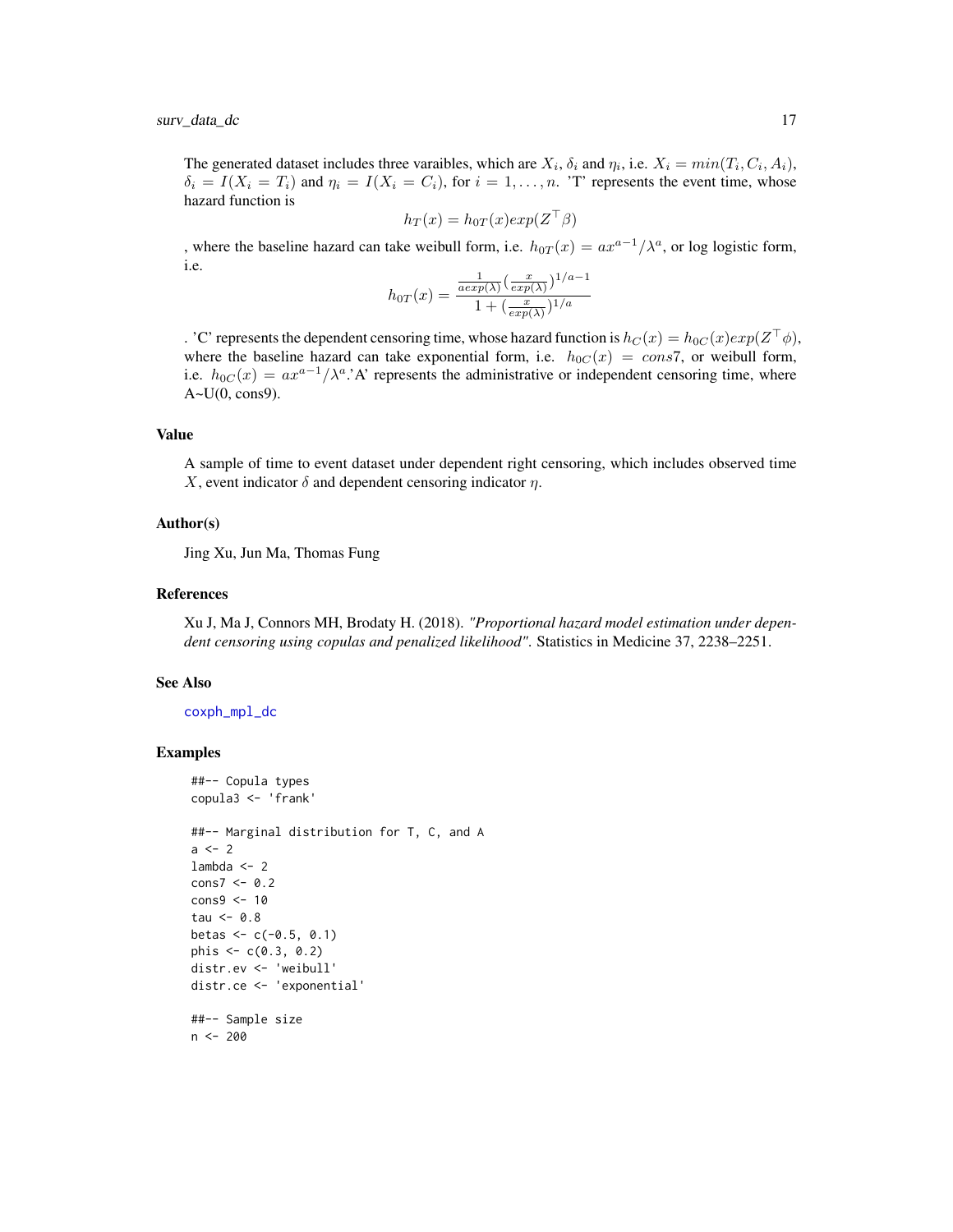The generated dataset includes three varaibles, which are $X_i$, $\delta_i$ and $\eta_i$, i.e. $X_i = min(T_i, C_i, A_i)$, $\delta_i = I(X_i = T_i)$ and $\eta_i = I(X_i = C_i)$, for $i = 1, \ldots, n$. 'T' represents the event time, whose hazard function is

$$h_T(x) = h_{0T}(x) exp(Z^\top \beta)$$

, where the baseline hazard can take weibull form, i.e. $h_{0T}(x) = a x^{a-1} / \lambda^a$, or log logistic form, i.e.

$$h_{0T}(x) = \frac{\frac{1}{a exp(\lambda)} (\frac{x}{exp(\lambda)})^{1/a - 1}}{1 + (\frac{x}{exp(\lambda)})^{1/a}}$$

. 'C' represents the dependent censoring time, whose hazard function is $h_C(x) = h_{0C}(x) exp(Z^\top \phi)$, where the baseline hazard can take exponential form, i.e. $h_{0C}(x) = cons7$, or weibull form, i.e. $h_{0C}(x) = a x^{a-1} / \lambda^a$.'A' represents the administrative or independent censoring time, where A~U(0, cons9).

### Value

A sample of time to event dataset under dependent right censoring, which includes observed time $X$, event indicator $\delta$ and dependent censoring indicator $\eta$.

### Author(s)

Jing Xu, Jun Ma, Thomas Fung

### References

Xu J, Ma J, Connors MH, Brodaty H. (2018). *"Proportional hazard model estimation under dependent censoring using copulas and penalized likelihood".* Statistics in Medicine 37, 2238–2251.

### See Also

coxph_mpl_dc

### Examples

```
##-- Copula types
copula3 <- 'frank'

##-- Marginal distribution for T, C, and A
a <- 2
lambda <- 2
cons7 <- 0.2
cons9 <- 10
tau <- 0.8
betas <- c(-0.5, 0.1)
phis <- c(0.3, 0.2)
distr.ev <- 'weibull'
distr.ce <- 'exponential'

##-- Sample size
n <- 200
```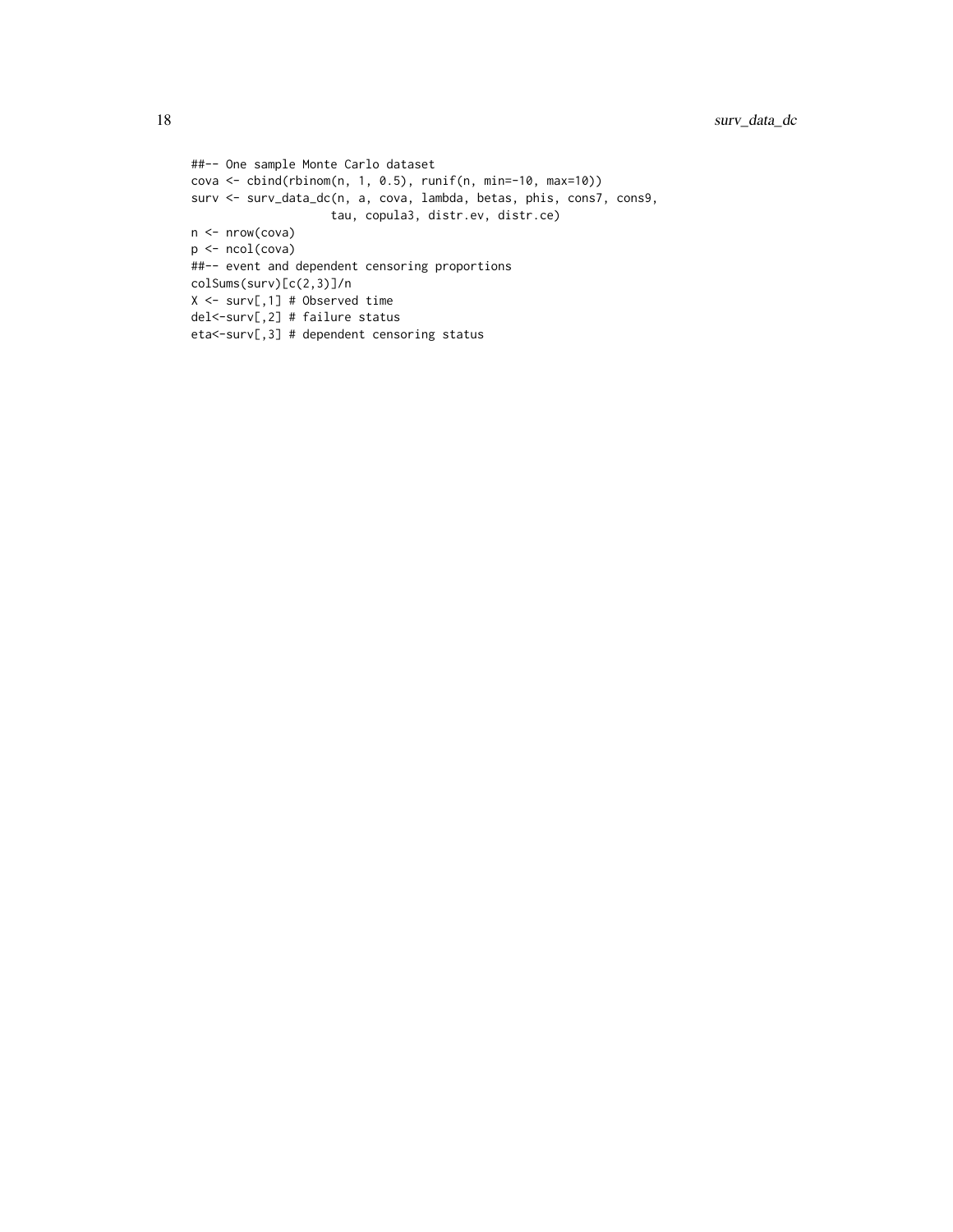```
##-- One sample Monte Carlo dataset
cova <- cbind(rbinom(n, 1, 0.5), runif(n, min=-10, max=10))
surv <- surv_data_dc(n, a, cova, lambda, betas, phis, cons7, cons9,
                     tau, copula3, distr.ev, distr.ce)
n <- nrow(cova)
p <- ncol(cova)
##-- event and dependent censoring proportions
colSums(surv)[c(2,3)]/n
X <- surv[,1] # Observed time
del<-surv[,2] # failure status
eta<-surv[,3] # dependent censoring status
```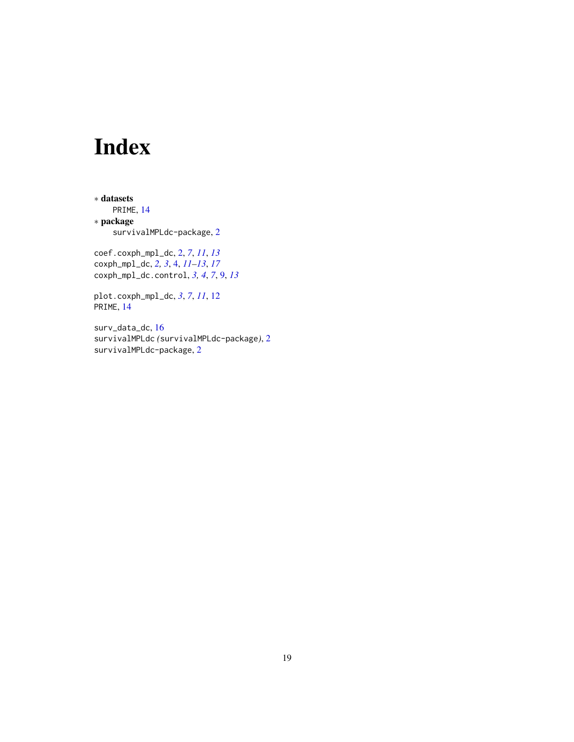# Index

∗ **datasets**

PRIME, 14

∗ **package**

survivalMPLdc-package, 2

coef.coxph_mpl_dc, 2, *7*, *11*, *13*
coxph_mpl_dc, *2, 3*, 4, *11–13*, *17*
coxph_mpl_dc.control, *3, 4*, *7*, 9, *13*

plot.coxph_mpl_dc, *3*, *7*, *11*, 12
PRIME, 14

surv_data_dc, 16
survivalMPLdc *(*survivalMPLdc-package*)*, 2
survivalMPLdc-package, 2